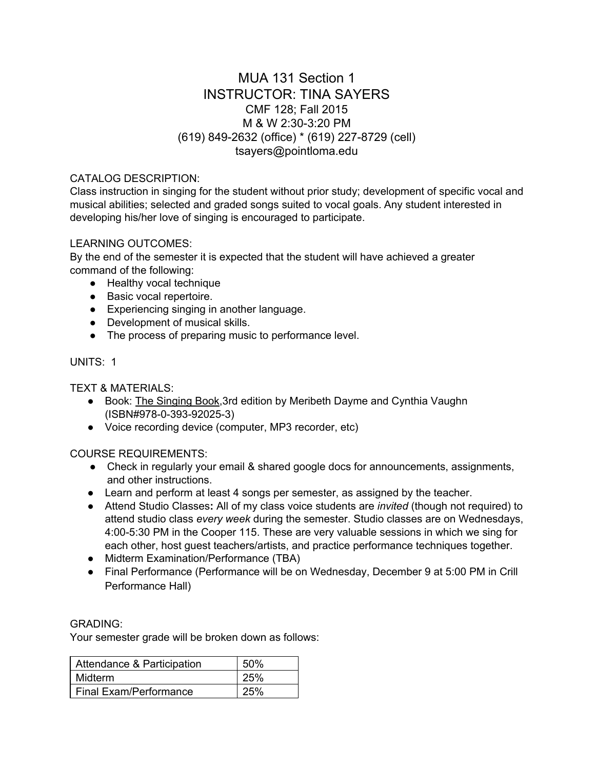# MUA 131 Section 1

## INSTRUCTOR: TINA SAYERS

CMF 128; Fall 2015
M & W 2:30-3:20 PM
(619) 849-2632 (office) * (619) 227-8729 (cell)
tsayers@pointloma.edu

CATALOG DESCRIPTION:
Class instruction in singing for the student without prior study; development of specific vocal and musical abilities; selected and graded songs suited to vocal goals. Any student interested in developing his/her love of singing is encouraged to participate.

LEARNING OUTCOMES:
By the end of the semester it is expected that the student will have achieved a greater command of the following:

- Healthy vocal technique
- Basic vocal repertoire.
- Experiencing singing in another language.
- Development of musical skills.
- The process of preparing music to performance level.

UNITS: 1

TEXT & MATERIALS:

- Book: The Singing Book,3rd edition by Meribeth Dayme and Cynthia Vaughn (ISBN#978-0-393-92025-3)
- Voice recording device (computer, MP3 recorder, etc)

COURSE REQUIREMENTS:

- Check in regularly your email & shared google docs for announcements, assignments, and other instructions.
- Learn and perform at least 4 songs per semester, as assigned by the teacher.
- Attend Studio Classes**:** All of my class voice students are *invited* (though not required) to attend studio class *every week* during the semester. Studio classes are on Wednesdays, 4:00-5:30 PM in the Cooper 115. These are very valuable sessions in which we sing for each other, host guest teachers/artists, and practice performance techniques together.
- Midterm Examination/Performance (TBA)
- Final Performance (Performance will be on Wednesday, December 9 at 5:00 PM in Crill Performance Hall)

GRADING:
Your semester grade will be broken down as follows:

| Component | Weight |
|---|---|
| Attendance & Participation | 50% |
| Midterm | 25% |
| Final Exam/Performance | 25% |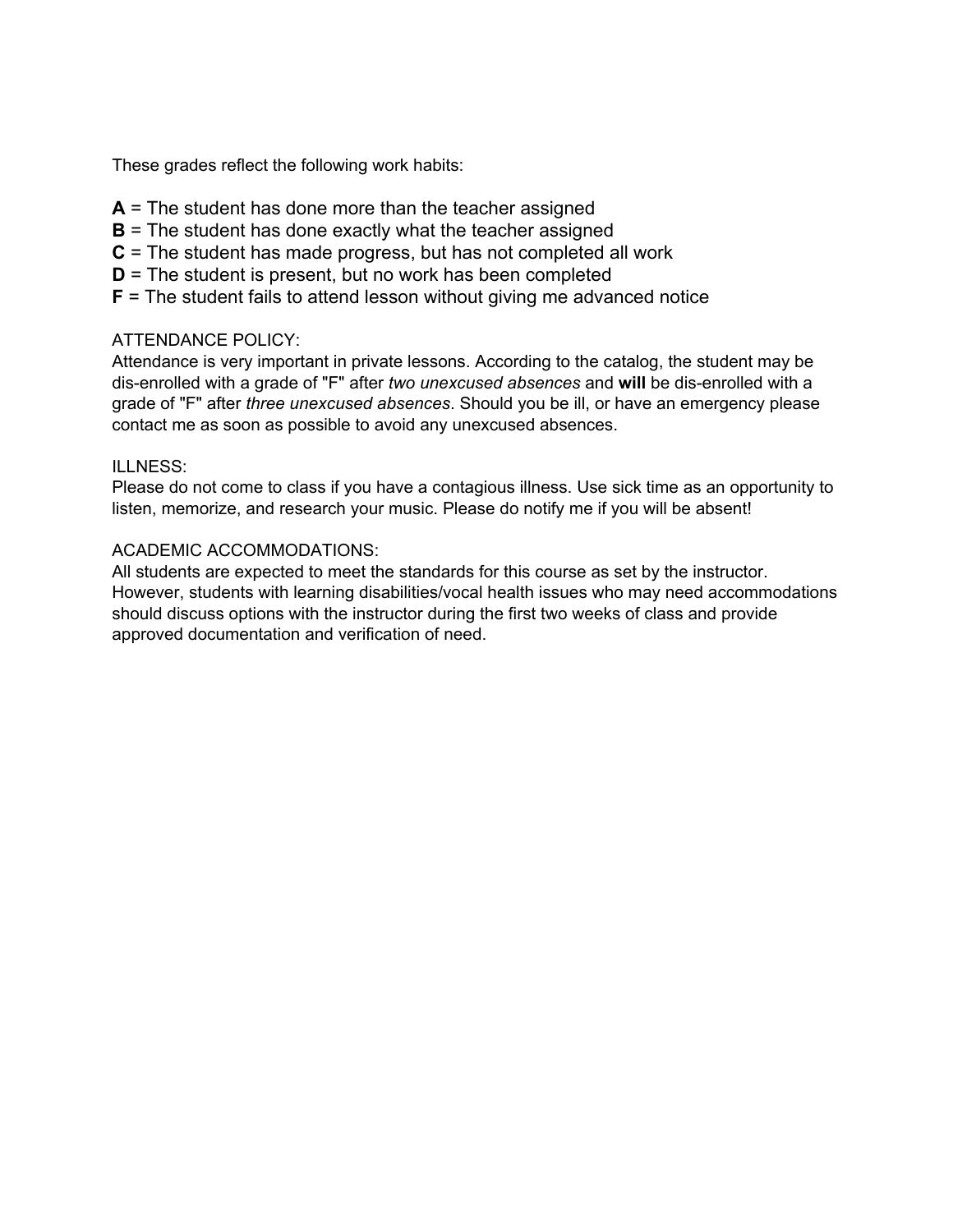These grades reflect the following work habits:

**A** = The student has done more than the teacher assigned
**B** = The student has done exactly what the teacher assigned
**C** = The student has made progress, but has not completed all work
**D** = The student is present, but no work has been completed
**F** = The student fails to attend lesson without giving me advanced notice

ATTENDANCE POLICY:
Attendance is very important in private lessons. According to the catalog, the student may be dis-enrolled with a grade of "F" after *two unexcused absences* and **will** be dis-enrolled with a grade of "F" after *three unexcused absences*. Should you be ill, or have an emergency please contact me as soon as possible to avoid any unexcused absences.

ILLNESS:
Please do not come to class if you have a contagious illness. Use sick time as an opportunity to listen, memorize, and research your music. Please do notify me if you will be absent!

ACADEMIC ACCOMMODATIONS:
All students are expected to meet the standards for this course as set by the instructor. However, students with learning disabilities/vocal health issues who may need accommodations should discuss options with the instructor during the first two weeks of class and provide approved documentation and verification of need.